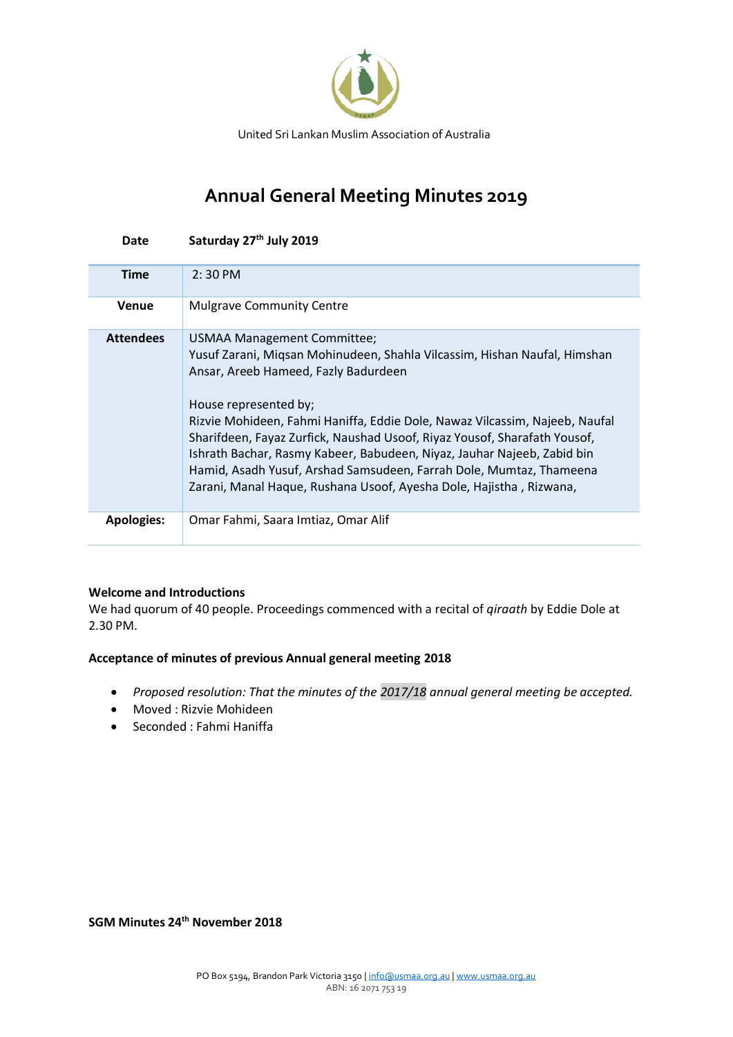United Sri Lankan Muslim Association of Australia

# Annual General Meeting Minutes 2019

| Date | Saturday 27th July 2019 |
|---|---|
| Time | 2: 30 PM |
| Venue | Mulgrave Community Centre |
| Attendees | USMAA Management Committee;<br>Yusuf Zarani, Miqsan Mohinudeen, Shahla Vilcassim, Hishan Naufal, Himshan Ansar, Areeb Hameed, Fazly Badurdeen<br><br>House represented by;<br>Rizvie Mohideen, Fahmi Haniffa, Eddie Dole, Nawaz Vilcassim, Najeeb, Naufal Sharifdeen, Fayaz Zurfick, Naushad Usoof, Riyaz Yousof, Sharafath Yousof, Ishrath Bachar, Rasmy Kabeer, Babudeen, Niyaz, Jauhar Najeeb, Zabid bin Hamid, Asadh Yusuf, Arshad Samsudeen, Farrah Dole, Mumtaz, Thameena Zarani, Manal Haque, Rushana Usoof, Ayesha Dole, Hajistha , Rizwana, |
| Apologies: | Omar Fahmi, Saara Imtiaz, Omar Alif |

**Welcome and Introductions**

We had quorum of 40 people. Proceedings commenced with a recital of *qiraath* by Eddie Dole at 2.30 PM.

**Acceptance of minutes of previous Annual general meeting 2018**

- *Proposed resolution: That the minutes of the 2017/18 annual general meeting be accepted.*
- Moved : Rizvie Mohideen
- Seconded : Fahmi Haniffa

**SGM Minutes 24th November 2018**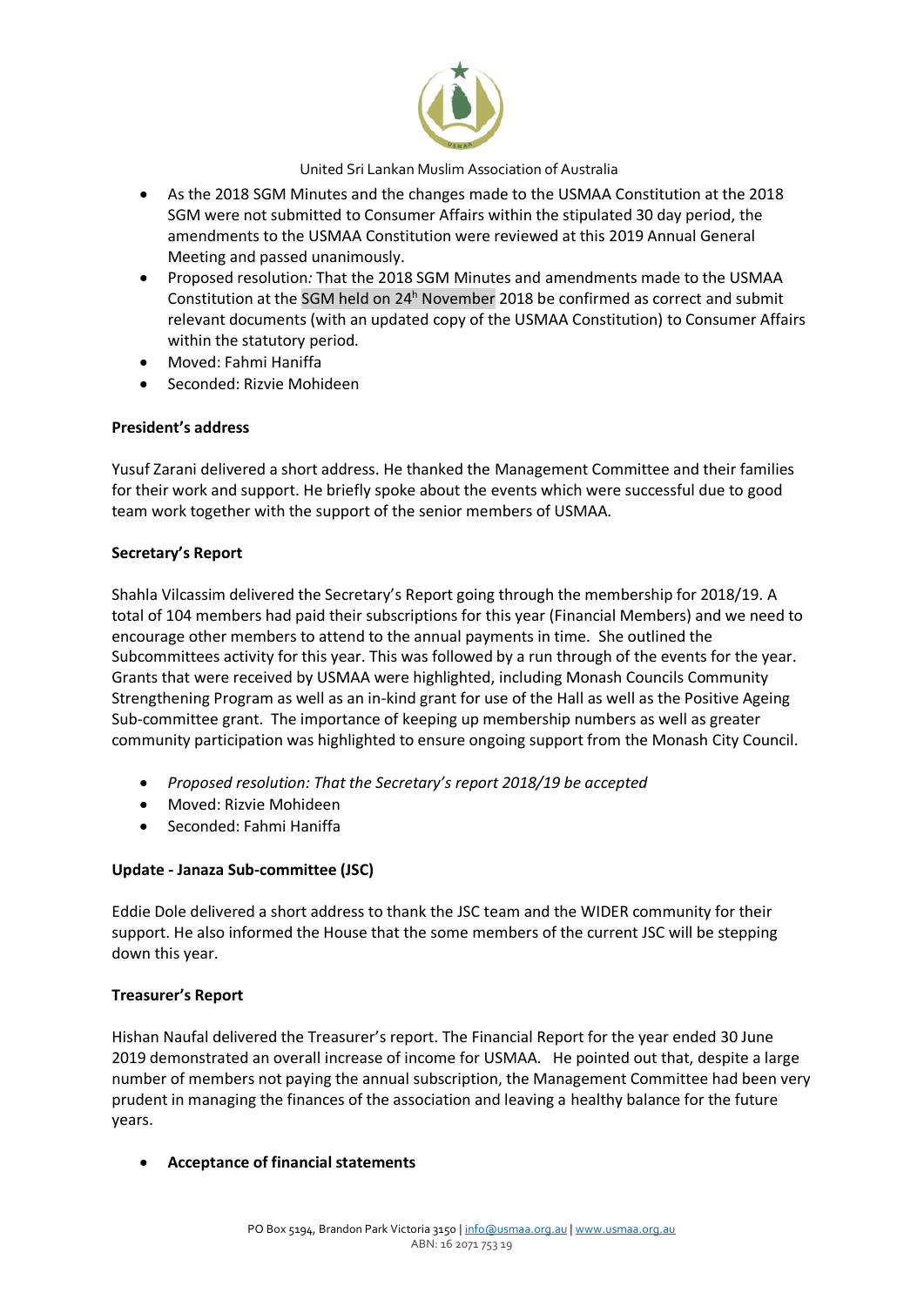- As the 2018 SGM Minutes and the changes made to the USMAA Constitution at the 2018 SGM were not submitted to Consumer Affairs within the stipulated 30 day period, the amendments to the USMAA Constitution were reviewed at this 2019 Annual General Meeting and passed unanimously.
- Proposed resolution*:* That the 2018 SGM Minutes and amendments made to the USMAA Constitution at the SGM held on 24h November 2018 be confirmed as correct and submit relevant documents (with an updated copy of the USMAA Constitution) to Consumer Affairs within the statutory period.
- Moved: Fahmi Haniffa
- Seconded: Rizvie Mohideen

**President's address**

Yusuf Zarani delivered a short address. He thanked the Management Committee and their families for their work and support. He briefly spoke about the events which were successful due to good team work together with the support of the senior members of USMAA.

**Secretary's Report**

Shahla Vilcassim delivered the Secretary's Report going through the membership for 2018/19. A total of 104 members had paid their subscriptions for this year (Financial Members) and we need to encourage other members to attend to the annual payments in time. She outlined the Subcommittees activity for this year. This was followed by a run through of the events for the year. Grants that were received by USMAA were highlighted, including Monash Councils Community Strengthening Program as well as an in-kind grant for use of the Hall as well as the Positive Ageing Sub-committee grant. The importance of keeping up membership numbers as well as greater community participation was highlighted to ensure ongoing support from the Monash City Council.

- *Proposed resolution: That the Secretary's report 2018/19 be accepted*
- Moved: Rizvie Mohideen
- Seconded: Fahmi Haniffa

**Update - Janaza Sub-committee (JSC)**

Eddie Dole delivered a short address to thank the JSC team and the WIDER community for their support. He also informed the House that the some members of the current JSC will be stepping down this year.

**Treasurer's Report**

Hishan Naufal delivered the Treasurer's report. The Financial Report for the year ended 30 June 2019 demonstrated an overall increase of income for USMAA. He pointed out that, despite a large number of members not paying the annual subscription, the Management Committee had been very prudent in managing the finances of the association and leaving a healthy balance for the future years.

- **Acceptance of financial statements**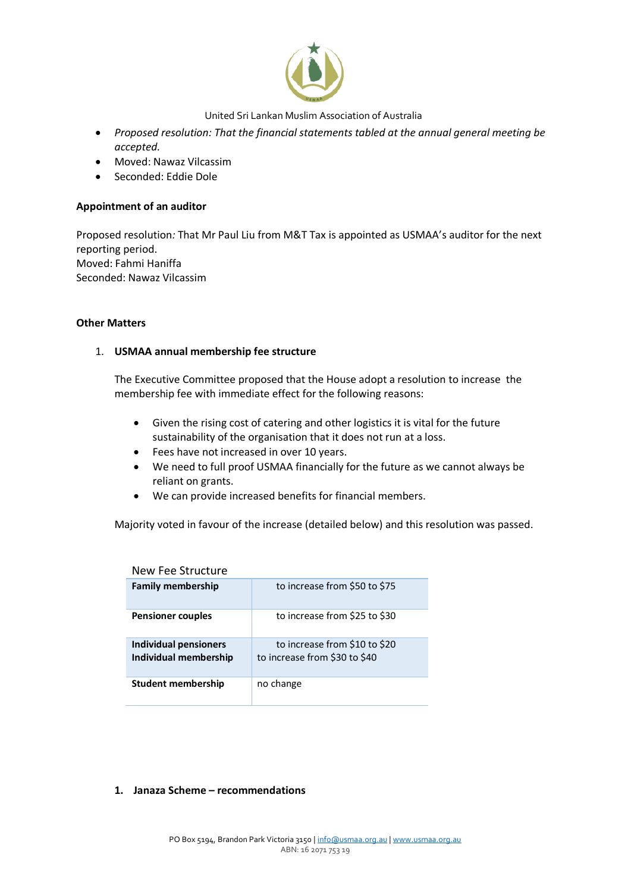- *Proposed resolution: That the financial statements tabled at the annual general meeting be accepted.*
- Moved: Nawaz Vilcassim
- Seconded: Eddie Dole

**Appointment of an auditor**

Proposed resolution*:* That Mr Paul Liu from M&T Tax is appointed as USMAA's auditor for the next reporting period.
Moved: Fahmi Haniffa
Seconded: Nawaz Vilcassim

**Other Matters**

1. **USMAA annual membership fee structure**

   The Executive Committee proposed that the House adopt a resolution to increase the membership fee with immediate effect for the following reasons:

   - Given the rising cost of catering and other logistics it is vital for the future sustainability of the organisation that it does not run at a loss.
   - Fees have not increased in over 10 years.
   - We need to full proof USMAA financially for the future as we cannot always be reliant on grants.
   - We can provide increased benefits for financial members.

   Majority voted in favour of the increase (detailed below) and this resolution was passed.

New Fee Structure

| | |
|---|---|
| **Family membership** | to increase from $50 to $75 |
| **Pensioner couples** | to increase from $25 to $30 |
| **Individual pensioners** | to increase from $10 to $20 |
| **Individual membership** | to increase from $30 to $40 |
| **Student membership** | no change |

1. **Janaza Scheme – recommendations**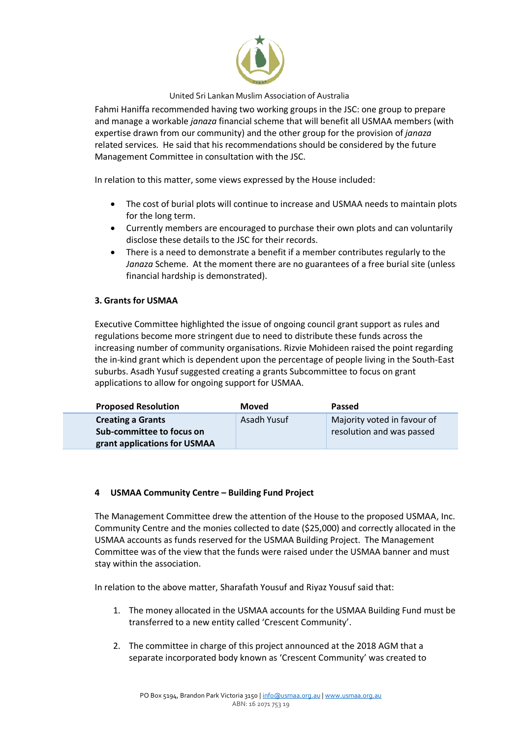Fahmi Haniffa recommended having two working groups in the JSC: one group to prepare and manage a workable *janaza* financial scheme that will benefit all USMAA members (with expertise drawn from our community) and the other group for the provision of *janaza* related services. He said that his recommendations should be considered by the future Management Committee in consultation with the JSC.

In relation to this matter, some views expressed by the House included:

- The cost of burial plots will continue to increase and USMAA needs to maintain plots for the long term.
- Currently members are encouraged to purchase their own plots and can voluntarily disclose these details to the JSC for their records.
- There is a need to demonstrate a benefit if a member contributes regularly to the *Janaza* Scheme. At the moment there are no guarantees of a free burial site (unless financial hardship is demonstrated).

### 3. Grants for USMAA

Executive Committee highlighted the issue of ongoing council grant support as rules and regulations become more stringent due to need to distribute these funds across the increasing number of community organisations. Rizvie Mohideen raised the point regarding the in-kind grant which is dependent upon the percentage of people living in the South-East suburbs. Asadh Yusuf suggested creating a grants Subcommittee to focus on grant applications to allow for ongoing support for USMAA.

| Proposed Resolution | Moved | Passed |
|---|---|---|
| **Creating a Grants Sub-committee to focus on grant applications for USMAA** | Asadh Yusuf | Majority voted in favour of resolution and was passed |

### 4 USMAA Community Centre – Building Fund Project

The Management Committee drew the attention of the House to the proposed USMAA, Inc. Community Centre and the monies collected to date ($25,000) and correctly allocated in the USMAA accounts as funds reserved for the USMAA Building Project. The Management Committee was of the view that the funds were raised under the USMAA banner and must stay within the association.

In relation to the above matter, Sharafath Yousuf and Riyaz Yousuf said that:

1. The money allocated in the USMAA accounts for the USMAA Building Fund must be transferred to a new entity called 'Crescent Community'.

2. The committee in charge of this project announced at the 2018 AGM that a separate incorporated body known as 'Crescent Community' was created to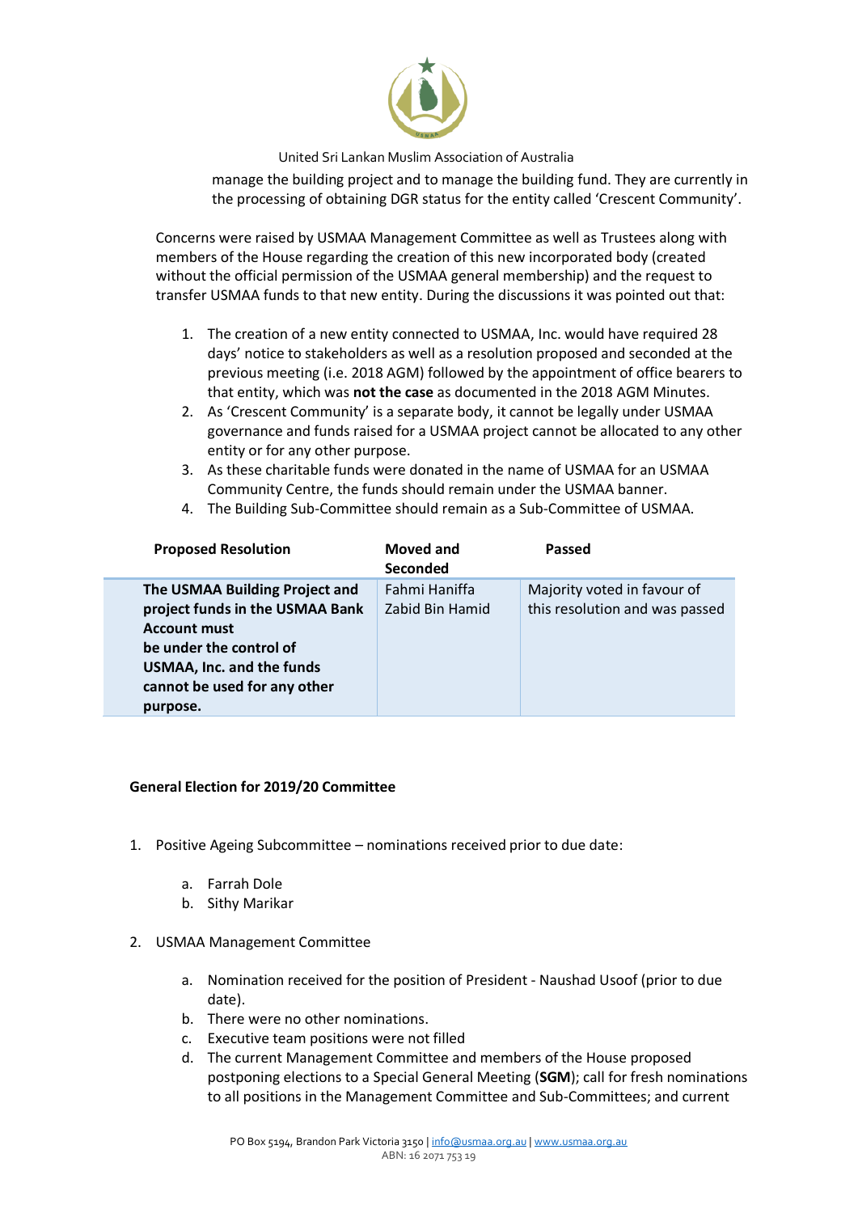manage the building project and to manage the building fund. They are currently in the processing of obtaining DGR status for the entity called 'Crescent Community'.

Concerns were raised by USMAA Management Committee as well as Trustees along with members of the House regarding the creation of this new incorporated body (created without the official permission of the USMAA general membership) and the request to transfer USMAA funds to that new entity. During the discussions it was pointed out that:

1. The creation of a new entity connected to USMAA, Inc. would have required 28 days' notice to stakeholders as well as a resolution proposed and seconded at the previous meeting (i.e. 2018 AGM) followed by the appointment of office bearers to that entity, which was **not the case** as documented in the 2018 AGM Minutes.
2. As 'Crescent Community' is a separate body, it cannot be legally under USMAA governance and funds raised for a USMAA project cannot be allocated to any other entity or for any other purpose.
3. As these charitable funds were donated in the name of USMAA for an USMAA Community Centre, the funds should remain under the USMAA banner.
4. The Building Sub-Committee should remain as a Sub-Committee of USMAA.

| Proposed Resolution | Moved and Seconded | Passed |
|---|---|---|
| **The USMAA Building Project and project funds in the USMAA Bank Account must be under the control of USMAA, Inc. and the funds cannot be used for any other purpose.** | Fahmi Haniffa<br>Zabid Bin Hamid | Majority voted in favour of this resolution and was passed |

**General Election for 2019/20 Committee**

1. Positive Ageing Subcommittee – nominations received prior to due date:
   a. Farrah Dole
   b. Sithy Marikar
2. USMAA Management Committee
   a. Nomination received for the position of President - Naushad Usoof (prior to due date).
   b. There were no other nominations.
   c. Executive team positions were not filled
   d. The current Management Committee and members of the House proposed postponing elections to a Special General Meeting (**SGM**); call for fresh nominations to all positions in the Management Committee and Sub-Committees; and current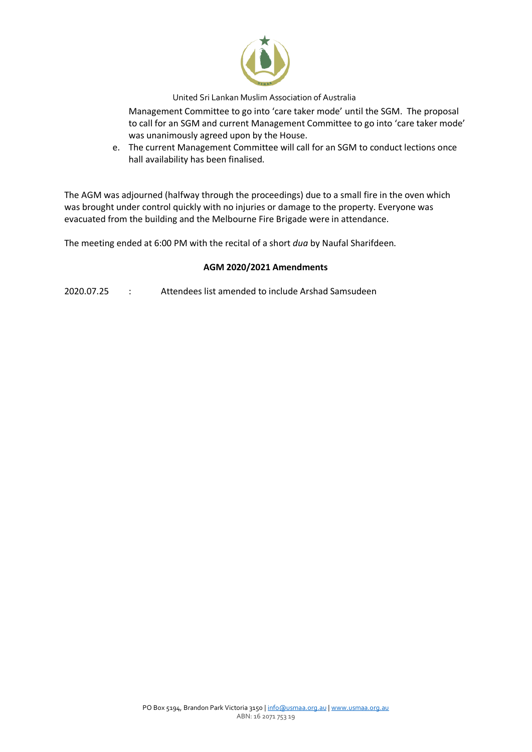Management Committee to go into 'care taker mode' until the SGM. The proposal to call for an SGM and current Management Committee to go into 'care taker mode' was unanimously agreed upon by the House.

e. The current Management Committee will call for an SGM to conduct lections once hall availability has been finalised.

The AGM was adjourned (halfway through the proceedings) due to a small fire in the oven which was brought under control quickly with no injuries or damage to the property. Everyone was evacuated from the building and the Melbourne Fire Brigade were in attendance.

The meeting ended at 6:00 PM with the recital of a short *dua* by Naufal Sharifdeen.

**AGM 2020/2021 Amendments**

2020.07.25 : Attendees list amended to include Arshad Samsudeen